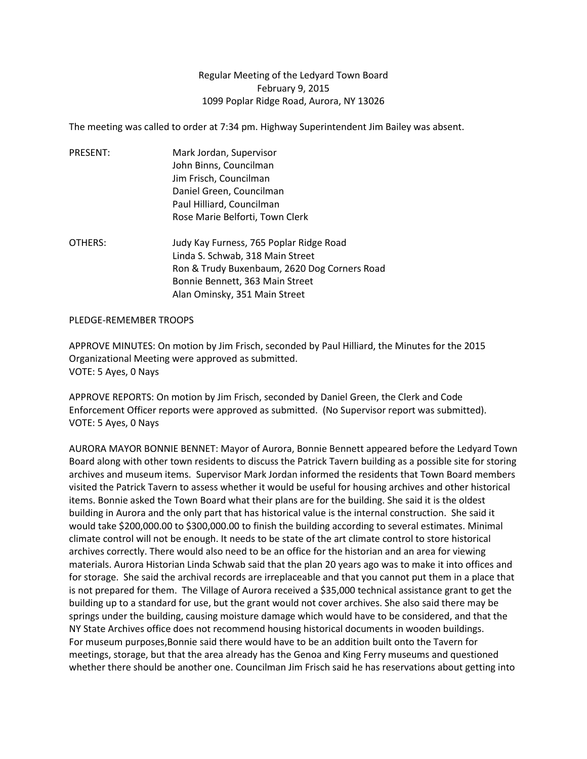Regular Meeting of the Ledyard Town Board
February 9, 2015
1099 Poplar Ridge Road, Aurora, NY 13026

The meeting was called to order at 7:34 pm. Highway Superintendent Jim Bailey was absent.

PRESENT: Mark Jordan, Supervisor
John Binns, Councilman
Jim Frisch, Councilman
Daniel Green, Councilman
Paul Hilliard, Councilman
Rose Marie Belforti, Town Clerk

OTHERS: Judy Kay Furness, 765 Poplar Ridge Road
Linda S. Schwab, 318 Main Street
Ron & Trudy Buxenbaum, 2620 Dog Corners Road
Bonnie Bennett, 363 Main Street
Alan Ominsky, 351 Main Street

PLEDGE-REMEMBER TROOPS

APPROVE MINUTES: On motion by Jim Frisch, seconded by Paul Hilliard, the Minutes for the 2015 Organizational Meeting were approved as submitted.
VOTE: 5 Ayes, 0 Nays

APPROVE REPORTS: On motion by Jim Frisch, seconded by Daniel Green, the Clerk and Code Enforcement Officer reports were approved as submitted. (No Supervisor report was submitted).
VOTE: 5 Ayes, 0 Nays

AURORA MAYOR BONNIE BENNET: Mayor of Aurora, Bonnie Bennett appeared before the Ledyard Town Board along with other town residents to discuss the Patrick Tavern building as a possible site for storing archives and museum items. Supervisor Mark Jordan informed the residents that Town Board members visited the Patrick Tavern to assess whether it would be useful for housing archives and other historical items. Bonnie asked the Town Board what their plans are for the building. She said it is the oldest building in Aurora and the only part that has historical value is the internal construction. She said it would take $200,000.00 to $300,000.00 to finish the building according to several estimates. Minimal climate control will not be enough. It needs to be state of the art climate control to store historical archives correctly. There would also need to be an office for the historian and an area for viewing materials. Aurora Historian Linda Schwab said that the plan 20 years ago was to make it into offices and for storage. She said the archival records are irreplaceable and that you cannot put them in a place that is not prepared for them. The Village of Aurora received a $35,000 technical assistance grant to get the building up to a standard for use, but the grant would not cover archives. She also said there may be springs under the building, causing moisture damage which would have to be considered, and that the NY State Archives office does not recommend housing historical documents in wooden buildings.
For museum purposes,Bonnie said there would have to be an addition built onto the Tavern for meetings, storage, but that the area already has the Genoa and King Ferry museums and questioned whether there should be another one. Councilman Jim Frisch said he has reservations about getting into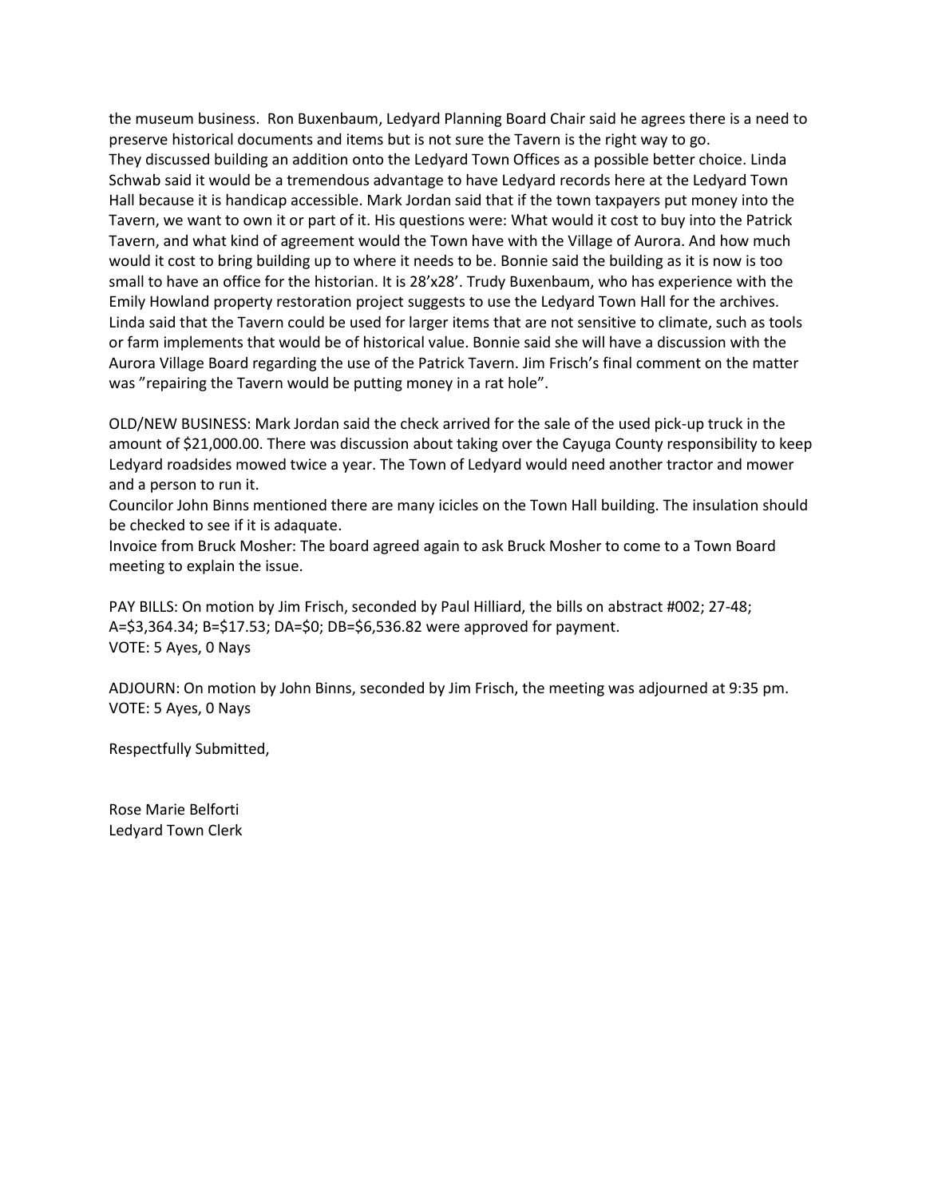the museum business. Ron Buxenbaum, Ledyard Planning Board Chair said he agrees there is a need to preserve historical documents and items but is not sure the Tavern is the right way to go.
They discussed building an addition onto the Ledyard Town Offices as a possible better choice. Linda Schwab said it would be a tremendous advantage to have Ledyard records here at the Ledyard Town Hall because it is handicap accessible. Mark Jordan said that if the town taxpayers put money into the Tavern, we want to own it or part of it. His questions were: What would it cost to buy into the Patrick Tavern, and what kind of agreement would the Town have with the Village of Aurora. And how much would it cost to bring building up to where it needs to be. Bonnie said the building as it is now is too small to have an office for the historian. It is 28'x28'. Trudy Buxenbaum, who has experience with the Emily Howland property restoration project suggests to use the Ledyard Town Hall for the archives. Linda said that the Tavern could be used for larger items that are not sensitive to climate, such as tools or farm implements that would be of historical value. Bonnie said she will have a discussion with the Aurora Village Board regarding the use of the Patrick Tavern. Jim Frisch's final comment on the matter was "repairing the Tavern would be putting money in a rat hole".

OLD/NEW BUSINESS: Mark Jordan said the check arrived for the sale of the used pick-up truck in the amount of $21,000.00. There was discussion about taking over the Cayuga County responsibility to keep Ledyard roadsides mowed twice a year. The Town of Ledyard would need another tractor and mower and a person to run it.
Councilor John Binns mentioned there are many icicles on the Town Hall building. The insulation should be checked to see if it is adaquate.
Invoice from Bruck Mosher: The board agreed again to ask Bruck Mosher to come to a Town Board meeting to explain the issue.

PAY BILLS: On motion by Jim Frisch, seconded by Paul Hilliard, the bills on abstract #002; 27-48; A=$3,364.34; B=$17.53; DA=$0; DB=$6,536.82 were approved for payment.
VOTE: 5 Ayes, 0 Nays

ADJOURN: On motion by John Binns, seconded by Jim Frisch, the meeting was adjourned at 9:35 pm.
VOTE: 5 Ayes, 0 Nays

Respectfully Submitted,

Rose Marie Belforti
Ledyard Town Clerk